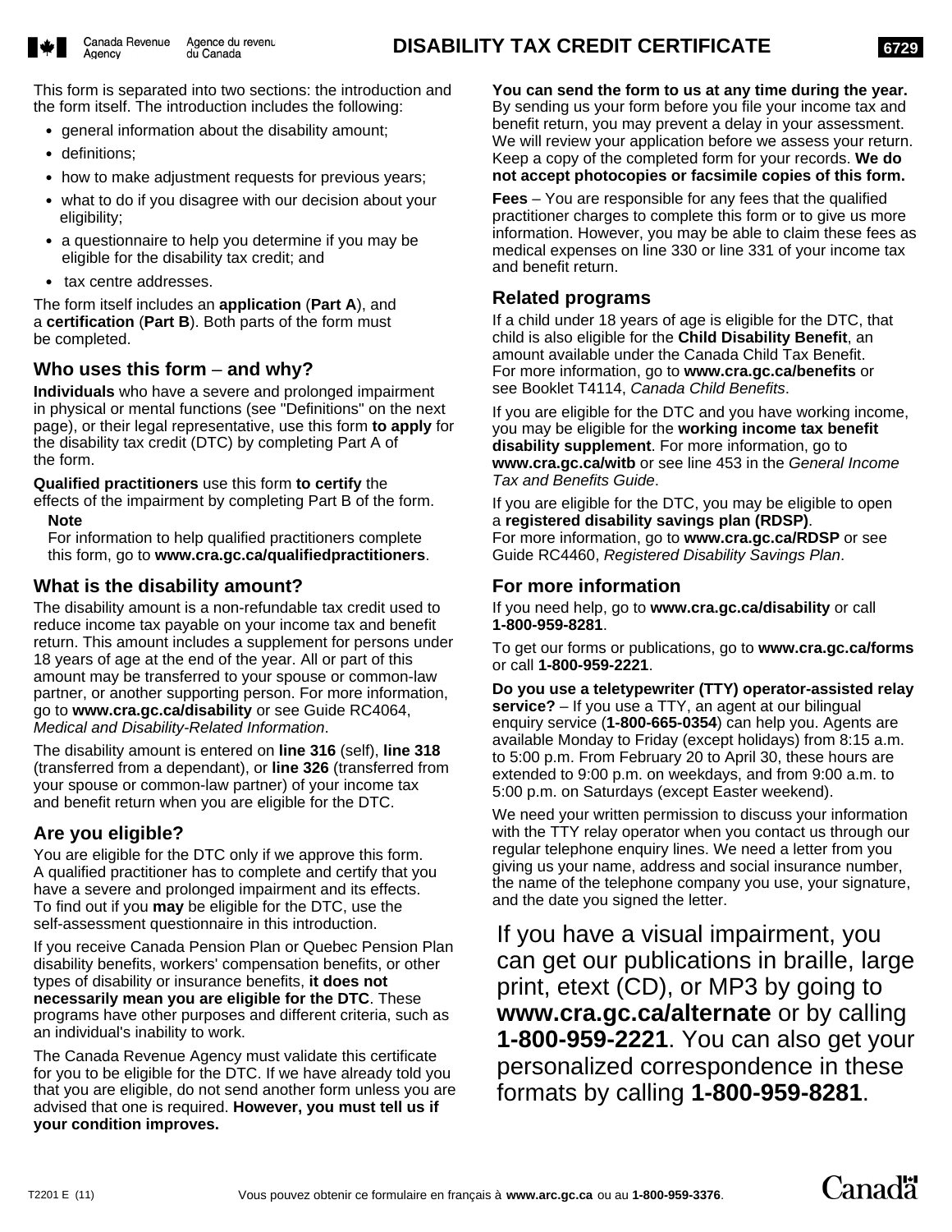# DISABILITY TAX CREDIT CERTIFICATE

This form is separated into two sections: the introduction and the form itself. The introduction includes the following:

- general information about the disability amount;
- definitions;
- how to make adjustment requests for previous years;
- what to do if you disagree with our decision about your eligibility;
- a questionnaire to help you determine if you may be eligible for the disability tax credit; and
- tax centre addresses.

The form itself includes an **application** (**Part A**), and a **certification** (**Part B**). Both parts of the form must be completed.

## Who uses this form – and why?

**Individuals** who have a severe and prolonged impairment in physical or mental functions (see "Definitions" on the next page), or their legal representative, use this form **to apply** for the disability tax credit (DTC) by completing Part A of the form.

**Qualified practitioners** use this form **to certify** the effects of the impairment by completing Part B of the form.

**Note**
For information to help qualified practitioners complete this form, go to **www.cra.gc.ca/qualifiedpractitioners**.

## What is the disability amount?

The disability amount is a non-refundable tax credit used to reduce income tax payable on your income tax and benefit return. This amount includes a supplement for persons under 18 years of age at the end of the year. All or part of this amount may be transferred to your spouse or common-law partner, or another supporting person. For more information, go to **www.cra.gc.ca/disability** or see Guide RC4064, *Medical and Disability-Related Information*.

The disability amount is entered on **line 316** (self), **line 318** (transferred from a dependant), or **line 326** (transferred from your spouse or common-law partner) of your income tax and benefit return when you are eligible for the DTC.

## Are you eligible?

You are eligible for the DTC only if we approve this form. A qualified practitioner has to complete and certify that you have a severe and prolonged impairment and its effects. To find out if you **may** be eligible for the DTC, use the self-assessment questionnaire in this introduction.

If you receive Canada Pension Plan or Quebec Pension Plan disability benefits, workers' compensation benefits, or other types of disability or insurance benefits, **it does not necessarily mean you are eligible for the DTC**. These programs have other purposes and different criteria, such as an individual's inability to work.

The Canada Revenue Agency must validate this certificate for you to be eligible for the DTC. If we have already told you that you are eligible, do not send another form unless you are advised that one is required. **However, you must tell us if your condition improves.**

**You can send the form to us at any time during the year.** By sending us your form before you file your income tax and benefit return, you may prevent a delay in your assessment. We will review your application before we assess your return. Keep a copy of the completed form for your records. **We do not accept photocopies or facsimile copies of this form.**

**Fees** – You are responsible for any fees that the qualified practitioner charges to complete this form or to give us more information. However, you may be able to claim these fees as medical expenses on line 330 or line 331 of your income tax and benefit return.

## Related programs

If a child under 18 years of age is eligible for the DTC, that child is also eligible for the **Child Disability Benefit**, an amount available under the Canada Child Tax Benefit. For more information, go to **www.cra.gc.ca/benefits** or see Booklet T4114, *Canada Child Benefits*.

If you are eligible for the DTC and you have working income, you may be eligible for the **working income tax benefit disability supplement**. For more information, go to **www.cra.gc.ca/witb** or see line 453 in the *General Income Tax and Benefits Guide*.

If you are eligible for the DTC, you may be eligible to open a **registered disability savings plan (RDSP)**. For more information, go to **www.cra.gc.ca/RDSP** or see Guide RC4460, *Registered Disability Savings Plan*.

## For more information

If you need help, go to **www.cra.gc.ca/disability** or call **1-800-959-8281**.

To get our forms or publications, go to **www.cra.gc.ca/forms** or call **1-800-959-2221**.

**Do you use a teletypewriter (TTY) operator-assisted relay service?** – If you use a TTY, an agent at our bilingual enquiry service (**1-800-665-0354**) can help you. Agents are available Monday to Friday (except holidays) from 8:15 a.m. to 5:00 p.m. From February 20 to April 30, these hours are extended to 9:00 p.m. on weekdays, and from 9:00 a.m. to 5:00 p.m. on Saturdays (except Easter weekend).

We need your written permission to discuss your information with the TTY relay operator when you contact us through our regular telephone enquiry lines. We need a letter from you giving us your name, address and social insurance number, the name of the telephone company you use, your signature, and the date you signed the letter.

If you have a visual impairment, you can get our publications in braille, large print, etext (CD), or MP3 by going to **www.cra.gc.ca/alternate** or by calling **1-800-959-2221**. You can also get your personalized correspondence in these formats by calling **1-800-959-8281**.

T2201 E (11)

Vous pouvez obtenir ce formulaire en français à **www.arc.gc.ca** ou au **1-800-959-3376**.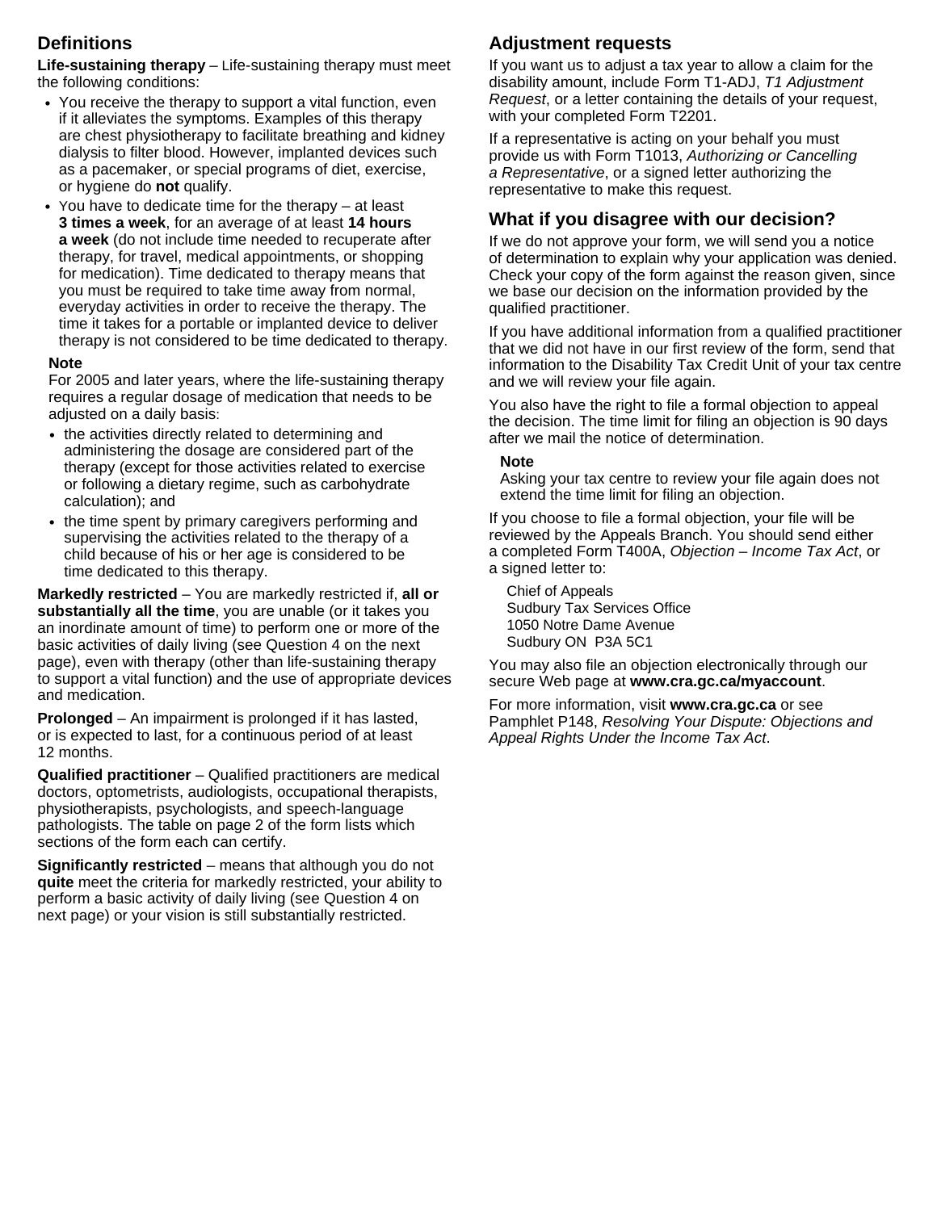## Definitions

**Life-sustaining therapy** – Life-sustaining therapy must meet the following conditions:

- You receive the therapy to support a vital function, even if it alleviates the symptoms. Examples of this therapy are chest physiotherapy to facilitate breathing and kidney dialysis to filter blood. However, implanted devices such as a pacemaker, or special programs of diet, exercise, or hygiene do **not** qualify.
- You have to dedicate time for the therapy – at least **3 times a week**, for an average of at least **14 hours a week** (do not include time needed to recuperate after therapy, for travel, medical appointments, or shopping for medication). Time dedicated to therapy means that you must be required to take time away from normal, everyday activities in order to receive the therapy. The time it takes for a portable or implanted device to deliver therapy is not considered to be time dedicated to therapy.

**Note**

For 2005 and later years, where the life-sustaining therapy requires a regular dosage of medication that needs to be adjusted on a daily basis:

- the activities directly related to determining and administering the dosage are considered part of the therapy (except for those activities related to exercise or following a dietary regime, such as carbohydrate calculation); and
- the time spent by primary caregivers performing and supervising the activities related to the therapy of a child because of his or her age is considered to be time dedicated to this therapy.

**Markedly restricted** – You are markedly restricted if, **all or substantially all the time**, you are unable (or it takes you an inordinate amount of time) to perform one or more of the basic activities of daily living (see Question 4 on the next page), even with therapy (other than life-sustaining therapy to support a vital function) and the use of appropriate devices and medication.

**Prolonged** – An impairment is prolonged if it has lasted, or is expected to last, for a continuous period of at least 12 months.

**Qualified practitioner** – Qualified practitioners are medical doctors, optometrists, audiologists, occupational therapists, physiotherapists, psychologists, and speech-language pathologists. The table on page 2 of the form lists which sections of the form each can certify.

**Significantly restricted** – means that although you do not **quite** meet the criteria for markedly restricted, your ability to perform a basic activity of daily living (see Question 4 on next page) or your vision is still substantially restricted.

## Adjustment requests

If you want us to adjust a tax year to allow a claim for the disability amount, include Form T1-ADJ, *T1 Adjustment Request*, or a letter containing the details of your request, with your completed Form T2201.

If a representative is acting on your behalf you must provide us with Form T1013, *Authorizing or Cancelling a Representative*, or a signed letter authorizing the representative to make this request.

## What if you disagree with our decision?

If we do not approve your form, we will send you a notice of determination to explain why your application was denied. Check your copy of the form against the reason given, since we base our decision on the information provided by the qualified practitioner.

If you have additional information from a qualified practitioner that we did not have in our first review of the form, send that information to the Disability Tax Credit Unit of your tax centre and we will review your file again.

You also have the right to file a formal objection to appeal the decision. The time limit for filing an objection is 90 days after we mail the notice of determination.

**Note**

Asking your tax centre to review your file again does not extend the time limit for filing an objection.

If you choose to file a formal objection, your file will be reviewed by the Appeals Branch. You should send either a completed Form T400A, *Objection – Income Tax Act*, or a signed letter to:

Chief of Appeals
Sudbury Tax Services Office
1050 Notre Dame Avenue
Sudbury ON P3A 5C1

You may also file an objection electronically through our secure Web page at **www.cra.gc.ca/myaccount**.

For more information, visit **www.cra.gc.ca** or see Pamphlet P148, *Resolving Your Dispute: Objections and Appeal Rights Under the Income Tax Act*.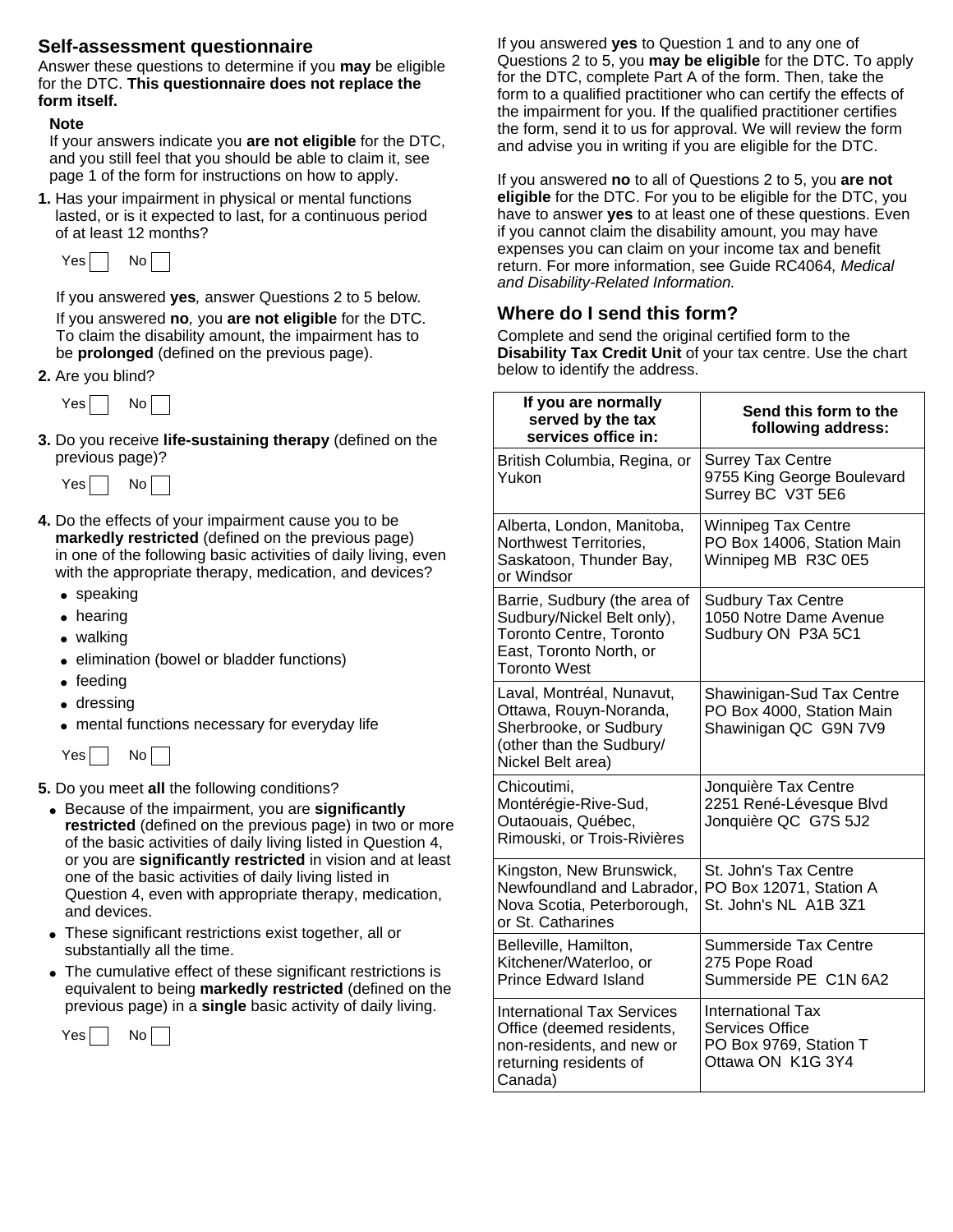## Self-assessment questionnaire

Answer these questions to determine if you **may** be eligible for the DTC. **This questionnaire does not replace the form itself.**

**Note**

If your answers indicate you **are not eligible** for the DTC, and you still feel that you should be able to claim it, see page 1 of the form for instructions on how to apply.

**1.** Has your impairment in physical or mental functions lasted, or is it expected to last, for a continuous period of at least 12 months?

Yes ☐ No ☐

If you answered **yes***,* answer Questions 2 to 5 below.

If you answered **no***,* you **are not eligible** for the DTC. To claim the disability amount, the impairment has to be **prolonged** (defined on the previous page).

**2.** Are you blind?

Yes ☐ No ☐

**3.** Do you receive **life-sustaining therapy** (defined on the previous page)?

Yes ☐ No ☐

**4.** Do the effects of your impairment cause you to be **markedly restricted** (defined on the previous page) in one of the following basic activities of daily living, even with the appropriate therapy, medication, and devices?

- speaking
- hearing
- walking
- elimination (bowel or bladder functions)
- feeding
- dressing
- mental functions necessary for everyday life

Yes ☐ No ☐

**5.** Do you meet **all** the following conditions?

- Because of the impairment, you are **significantly restricted** (defined on the previous page) in two or more of the basic activities of daily living listed in Question 4, or you are **significantly restricted** in vision and at least one of the basic activities of daily living listed in Question 4, even with appropriate therapy, medication, and devices.
- These significant restrictions exist together, all or substantially all the time.
- The cumulative effect of these significant restrictions is equivalent to being **markedly restricted** (defined on the previous page) in a **single** basic activity of daily living.

Yes ☐ No ☐

If you answered **yes** to Question 1 and to any one of Questions 2 to 5, you **may be eligible** for the DTC. To apply for the DTC, complete Part A of the form. Then, take the form to a qualified practitioner who can certify the effects of the impairment for you. If the qualified practitioner certifies the form, send it to us for approval. We will review the form and advise you in writing if you are eligible for the DTC.

If you answered **no** to all of Questions 2 to 5, you **are not eligible** for the DTC. For you to be eligible for the DTC, you have to answer **yes** to at least one of these questions. Even if you cannot claim the disability amount, you may have expenses you can claim on your income tax and benefit return. For more information, see Guide RC4064*, Medical and Disability-Related Information.*

## Where do I send this form?

Complete and send the original certified form to the **Disability Tax Credit Unit** of your tax centre. Use the chart below to identify the address.

| If you are normally served by the tax services office in: | Send this form to the following address: |
|---|---|
| British Columbia, Regina, or Yukon | Surrey Tax Centre<br>9755 King George Boulevard<br>Surrey BC V3T 5E6 |
| Alberta, London, Manitoba, Northwest Territories, Saskatoon, Thunder Bay, or Windsor | Winnipeg Tax Centre<br>PO Box 14006, Station Main<br>Winnipeg MB R3C 0E5 |
| Barrie, Sudbury (the area of Sudbury/Nickel Belt only), Toronto Centre, Toronto East, Toronto North, or Toronto West | Sudbury Tax Centre<br>1050 Notre Dame Avenue<br>Sudbury ON P3A 5C1 |
| Laval, Montréal, Nunavut, Ottawa, Rouyn-Noranda, Sherbrooke, or Sudbury (other than the Sudbury/ Nickel Belt area) | Shawinigan-Sud Tax Centre<br>PO Box 4000, Station Main<br>Shawinigan QC G9N 7V9 |
| Chicoutimi, Montérégie-Rive-Sud, Outaouais, Québec, Rimouski, or Trois-Rivières | Jonquière Tax Centre<br>2251 René-Lévesque Blvd<br>Jonquière QC G7S 5J2 |
| Kingston, New Brunswick, Newfoundland and Labrador, Nova Scotia, Peterborough, or St. Catharines | St. John's Tax Centre<br>PO Box 12071, Station A<br>St. John's NL A1B 3Z1 |
| Belleville, Hamilton, Kitchener/Waterloo, or Prince Edward Island | Summerside Tax Centre<br>275 Pope Road<br>Summerside PE C1N 6A2 |
| International Tax Services Office (deemed residents, non-residents, and new or returning residents of Canada) | International Tax Services Office<br>PO Box 9769, Station T<br>Ottawa ON K1G 3Y4 |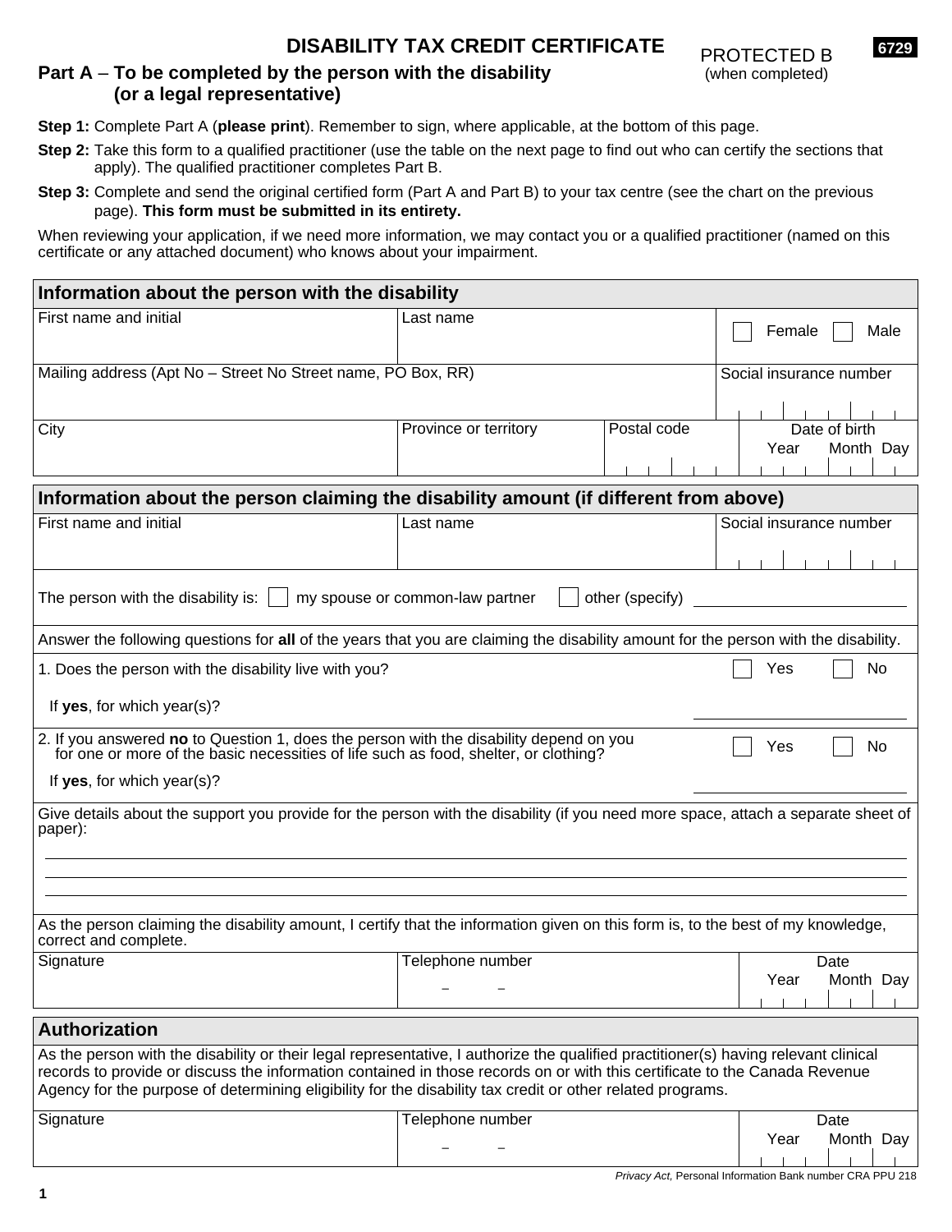# DISABILITY TAX CREDIT CERTIFICATE

PROTECTED B
(when completed)

6729

## Part A – To be completed by the person with the disability (or a legal representative)

**Step 1:** Complete Part A (**please print**). Remember to sign, where applicable, at the bottom of this page.

**Step 2:** Take this form to a qualified practitioner (use the table on the next page to find out who can certify the sections that apply). The qualified practitioner completes Part B.

**Step 3:** Complete and send the original certified form (Part A and Part B) to your tax centre (see the chart on the previous page). **This form must be submitted in its entirety.**

When reviewing your application, if we need more information, we may contact you or a qualified practitioner (named on this certificate or any attached document) who knows about your impairment.

### Information about the person with the disability

| First name and initial | Last name | | ☐ Female ☐ Male |
|---|---|---|---|
| Mailing address (Apt No – Street No Street name, PO Box, RR) | | | Social insurance number |
| City | Province or territory | Postal code | Date of birth (Year Month Day) |

### Information about the person claiming the disability amount (if different from above)

| First name and initial | Last name | Social insurance number |
|---|---|---|
| | | |

The person with the disability is: ☐ my spouse or common-law partner ☐ other (specify) ____________

Answer the following questions for **all** of the years that you are claiming the disability amount for the person with the disability.

1. Does the person with the disability live with you? ☐ Yes ☐ No

   If **yes**, for which year(s)? ____________

2. If you answered **no** to Question 1, does the person with the disability depend on you for one or more of the basic necessities of life such as food, shelter, or clothing? ☐ Yes ☐ No

   If **yes**, for which year(s)? ____________

Give details about the support you provide for the person with the disability (if you need more space, attach a separate sheet of paper):

______________________________________________

______________________________________________

______________________________________________

As the person claiming the disability amount, I certify that the information given on this form is, to the best of my knowledge, correct and complete.

| Signature | Telephone number | Date (Year Month Day) |
|---|---|---|
| | – – | |

### Authorization

As the person with the disability or their legal representative, I authorize the qualified practitioner(s) having relevant clinical records to provide or discuss the information contained in those records on or with this certificate to the Canada Revenue Agency for the purpose of determining eligibility for the disability tax credit or other related programs.

| Signature | Telephone number | Date (Year Month Day) |
|---|---|---|
| | – – | |

*Privacy Act,* Personal Information Bank number CRA PPU 218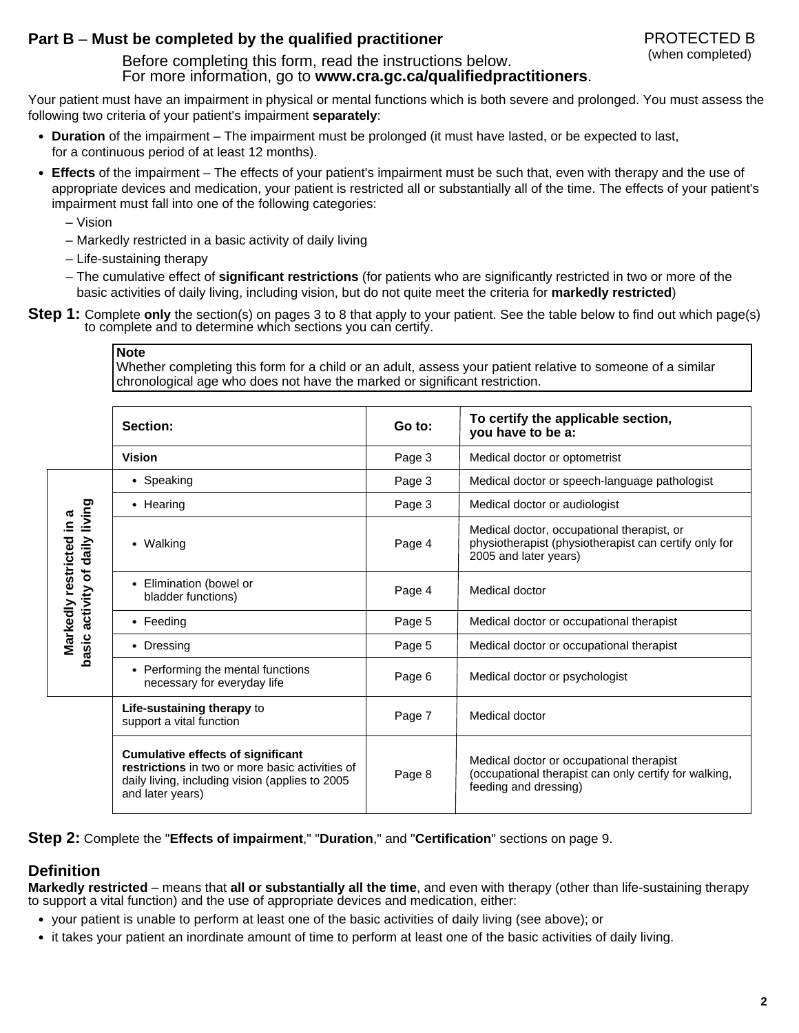## Part B – Must be completed by the qualified practitioner

PROTECTED B
(when completed)

Before completing this form, read the instructions below.
For more information, go to **www.cra.gc.ca/qualifiedpractitioners**.

Your patient must have an impairment in physical or mental functions which is both severe and prolonged. You must assess the following two criteria of your patient's impairment **separately**:

- **Duration** of the impairment – The impairment must be prolonged (it must have lasted, or be expected to last, for a continuous period of at least 12 months).
- **Effects** of the impairment – The effects of your patient's impairment must be such that, even with therapy and the use of appropriate devices and medication, your patient is restricted all or substantially all of the time. The effects of your patient's impairment must fall into one of the following categories:
  - Vision
  - Markedly restricted in a basic activity of daily living
  - Life-sustaining therapy
  - The cumulative effect of **significant restrictions** (for patients who are significantly restricted in two or more of the basic activities of daily living, including vision, but do not quite meet the criteria for **markedly restricted**)

**Step 1:** Complete **only** the section(s) on pages 3 to 8 that apply to your patient. See the table below to find out which page(s) to complete and to determine which sections you can certify.

> **Note**
> Whether completing this form for a child or an adult, assess your patient relative to someone of a similar chronological age who does not have the marked or significant restriction.

| | Section: | Go to: | To certify the applicable section, you have to be a: |
|---|---|---|---|
| | **Vision** | Page 3 | Medical doctor or optometrist |
| **Markedly restricted in a basic activity of daily living** | • Speaking | Page 3 | Medical doctor or speech-language pathologist |
| | • Hearing | Page 3 | Medical doctor or audiologist |
| | • Walking | Page 4 | Medical doctor, occupational therapist, or physiotherapist (physiotherapist can certify only for 2005 and later years) |
| | • Elimination (bowel or bladder functions) | Page 4 | Medical doctor |
| | • Feeding | Page 5 | Medical doctor or occupational therapist |
| | • Dressing | Page 5 | Medical doctor or occupational therapist |
| | • Performing the mental functions necessary for everyday life | Page 6 | Medical doctor or psychologist |
| | **Life-sustaining therapy** to support a vital function | Page 7 | Medical doctor |
| | **Cumulative effects of significant restrictions** in two or more basic activities of daily living, including vision (applies to 2005 and later years) | Page 8 | Medical doctor or occupational therapist (occupational therapist can only certify for walking, feeding and dressing) |

**Step 2:** Complete the "**Effects of impairment**," "**Duration**," and "**Certification**" sections on page 9.

### Definition

**Markedly restricted** – means that **all or substantially all the time**, and even with therapy (other than life-sustaining therapy to support a vital function) and the use of appropriate devices and medication, either:

- your patient is unable to perform at least one of the basic activities of daily living (see above); or
- it takes your patient an inordinate amount of time to perform at least one of the basic activities of daily living.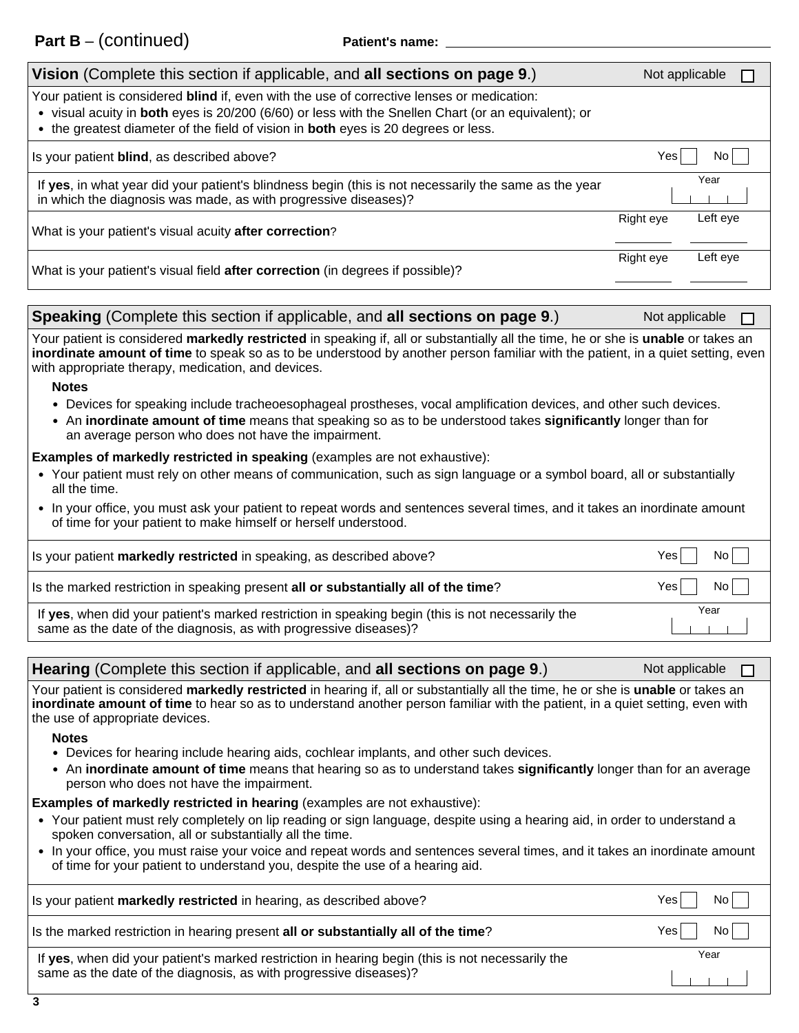**Part B** – (continued) **Patient's name:** ____________________

## **Vision** (Complete this section if applicable, and **all sections on page 9**.)

Not applicable ☐

Your patient is considered **blind** if, even with the use of corrective lenses or medication:

- visual acuity in **both** eyes is 20/200 (6/60) or less with the Snellen Chart (or an equivalent); or
- the greatest diameter of the field of vision in **both** eyes is 20 degrees or less.

Is your patient **blind**, as described above? Yes ☐ No ☐

If **yes**, in what year did your patient's blindness begin (this is not necessarily the same as the year in which the diagnosis was made, as with progressive diseases)? Year ____

What is your patient's visual acuity **after correction**? Right eye ____ Left eye ____

What is your patient's visual field **after correction** (in degrees if possible)? Right eye ____ Left eye ____

## **Speaking** (Complete this section if applicable, and **all sections on page 9**.)

Not applicable ☐

Your patient is considered **markedly restricted** in speaking if, all or substantially all the time, he or she is **unable** or takes an **inordinate amount of time** to speak so as to be understood by another person familiar with the patient, in a quiet setting, even with appropriate therapy, medication, and devices.

**Notes**

- Devices for speaking include tracheoesophageal prostheses, vocal amplification devices, and other such devices.
- An **inordinate amount of time** means that speaking so as to be understood takes **significantly** longer than for an average person who does not have the impairment.

**Examples of markedly restricted in speaking** (examples are not exhaustive):

- Your patient must rely on other means of communication, such as sign language or a symbol board, all or substantially all the time.
- In your office, you must ask your patient to repeat words and sentences several times, and it takes an inordinate amount of time for your patient to make himself or herself understood.

Is your patient **markedly restricted** in speaking, as described above? Yes ☐ No ☐

Is the marked restriction in speaking present **all or substantially all of the time**? Yes ☐ No ☐

If **yes**, when did your patient's marked restriction in speaking begin (this is not necessarily the same as the date of the diagnosis, as with progressive diseases)? Year ____

## **Hearing** (Complete this section if applicable, and **all sections on page 9**.)

Not applicable ☐

Your patient is considered **markedly restricted** in hearing if, all or substantially all the time, he or she is **unable** or takes an **inordinate amount of time** to hear so as to understand another person familiar with the patient, in a quiet setting, even with the use of appropriate devices.

**Notes**

- Devices for hearing include hearing aids, cochlear implants, and other such devices.
- An **inordinate amount of time** means that hearing so as to understand takes **significantly** longer than for an average person who does not have the impairment.

**Examples of markedly restricted in hearing** (examples are not exhaustive):

- Your patient must rely completely on lip reading or sign language, despite using a hearing aid, in order to understand a spoken conversation, all or substantially all the time.
- In your office, you must raise your voice and repeat words and sentences several times, and it takes an inordinate amount of time for your patient to understand you, despite the use of a hearing aid.

Is your patient **markedly restricted** in hearing, as described above? Yes ☐ No ☐

Is the marked restriction in hearing present **all or substantially all of the time**? Yes ☐ No ☐

If **yes**, when did your patient's marked restriction in hearing begin (this is not necessarily the same as the date of the diagnosis, as with progressive diseases)? Year ____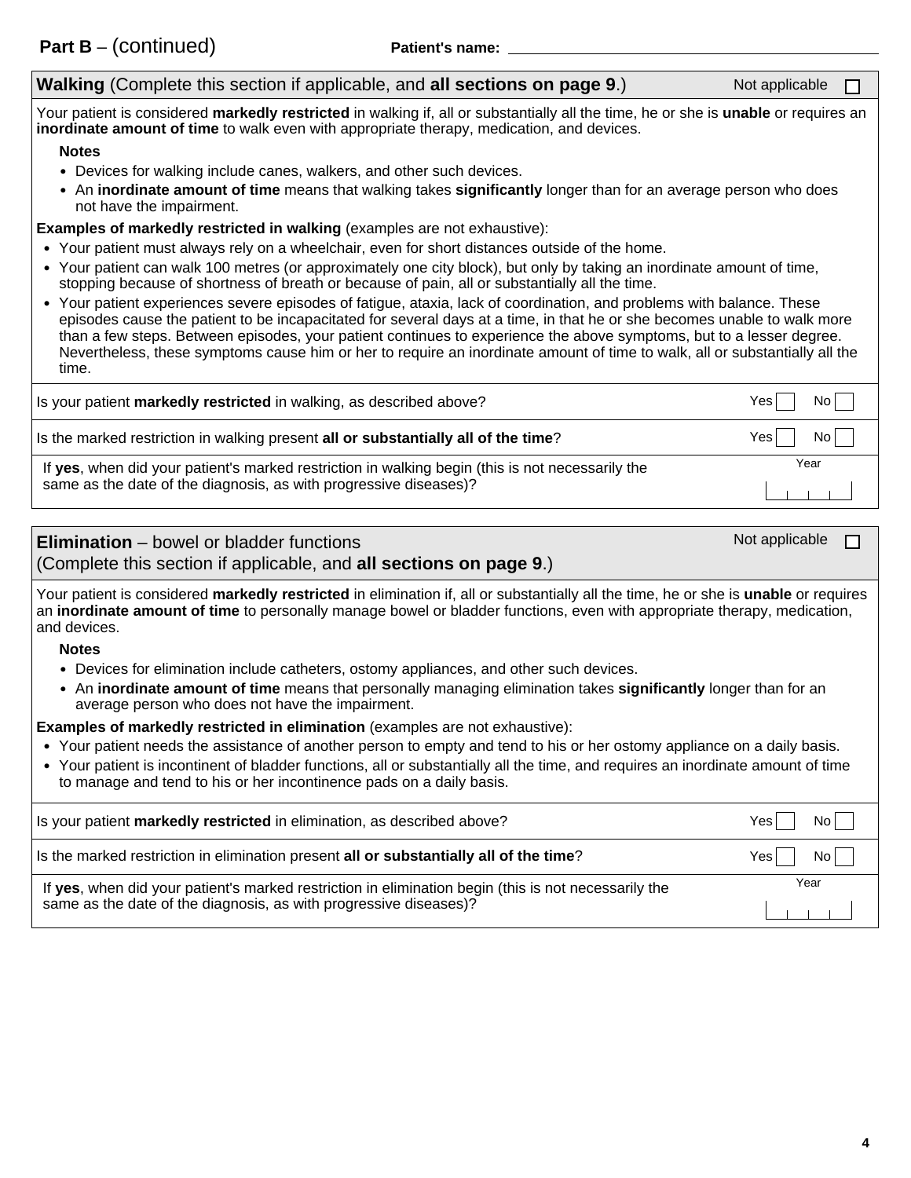**Part B** – (continued) **Patient's name:** ______________________

## **Walking** (Complete this section if applicable, and **all sections on page 9**.)

Not applicable ☐

Your patient is considered **markedly restricted** in walking if, all or substantially all the time, he or she is **unable** or requires an **inordinate amount of time** to walk even with appropriate therapy, medication, and devices.

**Notes**

- Devices for walking include canes, walkers, and other such devices.
- An **inordinate amount of time** means that walking takes **significantly** longer than for an average person who does not have the impairment.

**Examples of markedly restricted in walking** (examples are not exhaustive):

- Your patient must always rely on a wheelchair, even for short distances outside of the home.
- Your patient can walk 100 metres (or approximately one city block), but only by taking an inordinate amount of time, stopping because of shortness of breath or because of pain, all or substantially all the time.
- Your patient experiences severe episodes of fatigue, ataxia, lack of coordination, and problems with balance. These episodes cause the patient to be incapacitated for several days at a time, in that he or she becomes unable to walk more than a few steps. Between episodes, your patient continues to experience the above symptoms, but to a lesser degree. Nevertheless, these symptoms cause him or her to require an inordinate amount of time to walk, all or substantially all the time.

| | |
|---|---|
| Is your patient **markedly restricted** in walking, as described above? | Yes ☐ No ☐ |
| Is the marked restriction in walking present **all or substantially all of the time**? | Yes ☐ No ☐ |
| If **yes**, when did your patient's marked restriction in walking begin (this is not necessarily the same as the date of the diagnosis, as with progressive diseases)? | Year |

## **Elimination** – bowel or bladder functions (Complete this section if applicable, and **all sections on page 9**.)

Not applicable ☐

Your patient is considered **markedly restricted** in elimination if, all or substantially all the time, he or she is **unable** or requires an **inordinate amount of time** to personally manage bowel or bladder functions, even with appropriate therapy, medication, and devices.

**Notes**

- Devices for elimination include catheters, ostomy appliances, and other such devices.
- An **inordinate amount of time** means that personally managing elimination takes **significantly** longer than for an average person who does not have the impairment.

**Examples of markedly restricted in elimination** (examples are not exhaustive):

- Your patient needs the assistance of another person to empty and tend to his or her ostomy appliance on a daily basis.
- Your patient is incontinent of bladder functions, all or substantially all the time, and requires an inordinate amount of time to manage and tend to his or her incontinence pads on a daily basis.

| | |
|---|---|
| Is your patient **markedly restricted** in elimination, as described above? | Yes ☐ No ☐ |
| Is the marked restriction in elimination present **all or substantially all of the time**? | Yes ☐ No ☐ |
| If **yes**, when did your patient's marked restriction in elimination begin (this is not necessarily the same as the date of the diagnosis, as with progressive diseases)? | Year |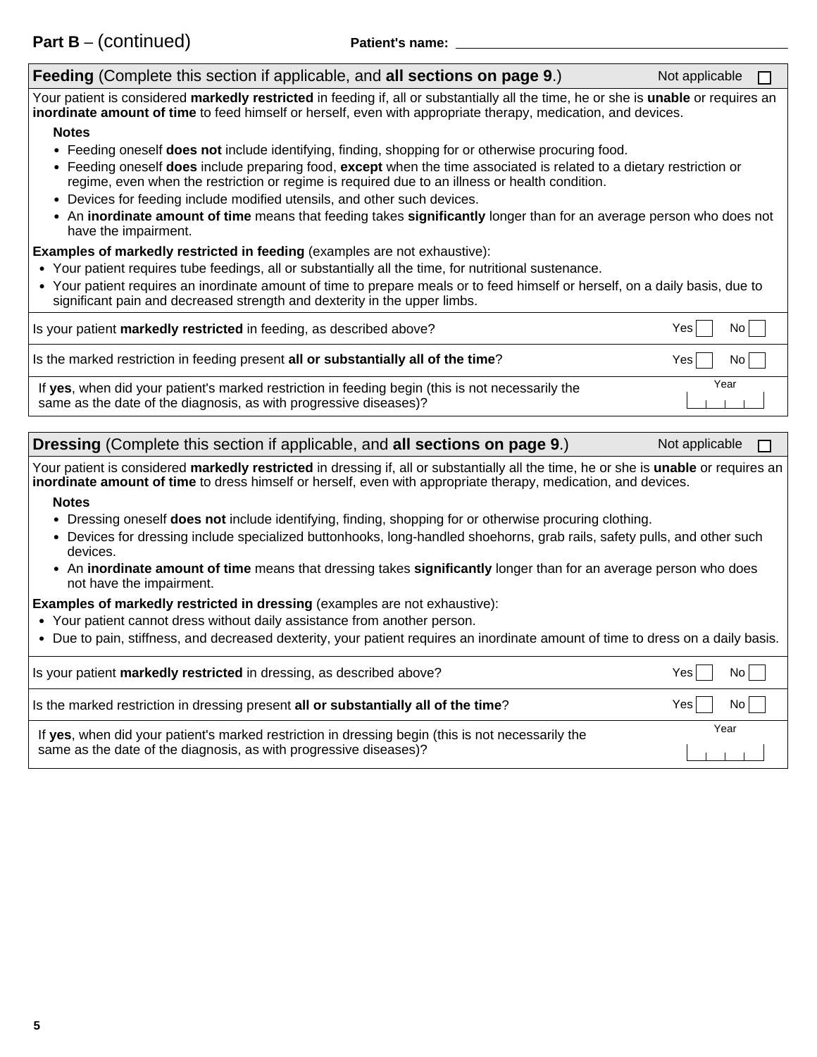**Part B** – (continued) **Patient's name:** ____________________

## **Feeding** (Complete this section if applicable, and **all sections on page 9**.) Not applicable ☐

Your patient is considered **markedly restricted** in feeding if, all or substantially all the time, he or she is **unable** or requires an **inordinate amount of time** to feed himself or herself, even with appropriate therapy, medication, and devices.

**Notes**

- Feeding oneself **does not** include identifying, finding, shopping for or otherwise procuring food.
- Feeding oneself **does** include preparing food, **except** when the time associated is related to a dietary restriction or regime, even when the restriction or regime is required due to an illness or health condition.
- Devices for feeding include modified utensils, and other such devices.
- An **inordinate amount of time** means that feeding takes **significantly** longer than for an average person who does not have the impairment.

**Examples of markedly restricted in feeding** (examples are not exhaustive):

- Your patient requires tube feedings, all or substantially all the time, for nutritional sustenance.
- Your patient requires an inordinate amount of time to prepare meals or to feed himself or herself, on a daily basis, due to significant pain and decreased strength and dexterity in the upper limbs.

| | |
|---|---|
| Is your patient **markedly restricted** in feeding, as described above? | Yes ☐ No ☐ |
| Is the marked restriction in feeding present **all or substantially all of the time**? | Yes ☐ No ☐ |
| If **yes**, when did your patient's marked restriction in feeding begin (this is not necessarily the same as the date of the diagnosis, as with progressive diseases)? | Year |

## **Dressing** (Complete this section if applicable, and **all sections on page 9**.) Not applicable ☐

Your patient is considered **markedly restricted** in dressing if, all or substantially all the time, he or she is **unable** or requires an **inordinate amount of time** to dress himself or herself, even with appropriate therapy, medication, and devices.

**Notes**

- Dressing oneself **does not** include identifying, finding, shopping for or otherwise procuring clothing.
- Devices for dressing include specialized buttonhooks, long-handled shoehorns, grab rails, safety pulls, and other such devices.
- An **inordinate amount of time** means that dressing takes **significantly** longer than for an average person who does not have the impairment.

**Examples of markedly restricted in dressing** (examples are not exhaustive):

- Your patient cannot dress without daily assistance from another person.
- Due to pain, stiffness, and decreased dexterity, your patient requires an inordinate amount of time to dress on a daily basis.

| | |
|---|---|
| Is your patient **markedly restricted** in dressing, as described above? | Yes ☐ No ☐ |
| Is the marked restriction in dressing present **all or substantially all of the time**? | Yes ☐ No ☐ |
| If **yes**, when did your patient's marked restriction in dressing begin (this is not necessarily the same as the date of the diagnosis, as with progressive diseases)? | Year |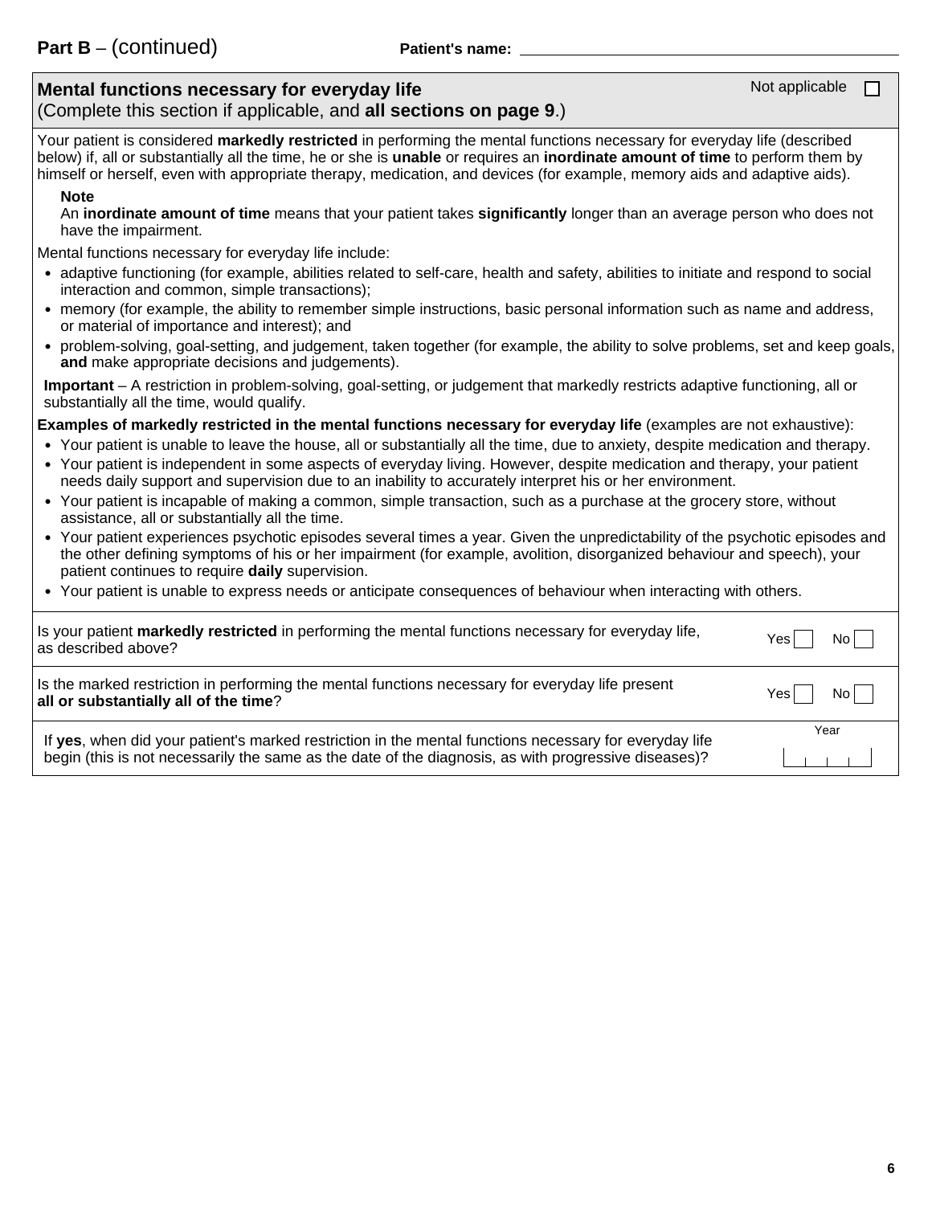**Part B** – (continued) **Patient's name:** ____________________

## Mental functions necessary for everyday life

(Complete this section if applicable, and **all sections on page 9**.)

Not applicable ☐

Your patient is considered **markedly restricted** in performing the mental functions necessary for everyday life (described below) if, all or substantially all the time, he or she is **unable** or requires an **inordinate amount of time** to perform them by himself or herself, even with appropriate therapy, medication, and devices (for example, memory aids and adaptive aids).

**Note**
An **inordinate amount of time** means that your patient takes **significantly** longer than an average person who does not have the impairment.

Mental functions necessary for everyday life include:

- adaptive functioning (for example, abilities related to self-care, health and safety, abilities to initiate and respond to social interaction and common, simple transactions);
- memory (for example, the ability to remember simple instructions, basic personal information such as name and address, or material of importance and interest); and
- problem-solving, goal-setting, and judgement, taken together (for example, the ability to solve problems, set and keep goals, **and** make appropriate decisions and judgements).

**Important** – A restriction in problem-solving, goal-setting, or judgement that markedly restricts adaptive functioning, all or substantially all the time, would qualify.

**Examples of markedly restricted in the mental functions necessary for everyday life** (examples are not exhaustive):

- Your patient is unable to leave the house, all or substantially all the time, due to anxiety, despite medication and therapy.
- Your patient is independent in some aspects of everyday living. However, despite medication and therapy, your patient needs daily support and supervision due to an inability to accurately interpret his or her environment.
- Your patient is incapable of making a common, simple transaction, such as a purchase at the grocery store, without assistance, all or substantially all the time.
- Your patient experiences psychotic episodes several times a year. Given the unpredictability of the psychotic episodes and the other defining symptoms of his or her impairment (for example, avolition, disorganized behaviour and speech), your patient continues to require **daily** supervision.
- Your patient is unable to express needs or anticipate consequences of behaviour when interacting with others.

Is your patient **markedly restricted** in performing the mental functions necessary for everyday life, as described above? Yes ☐ No ☐

Is the marked restriction in performing the mental functions necessary for everyday life present **all or substantially all of the time**? Yes ☐ No ☐

If **yes**, when did your patient's marked restriction in the mental functions necessary for everyday life begin (this is not necessarily the same as the date of the diagnosis, as with progressive diseases)? Year: ____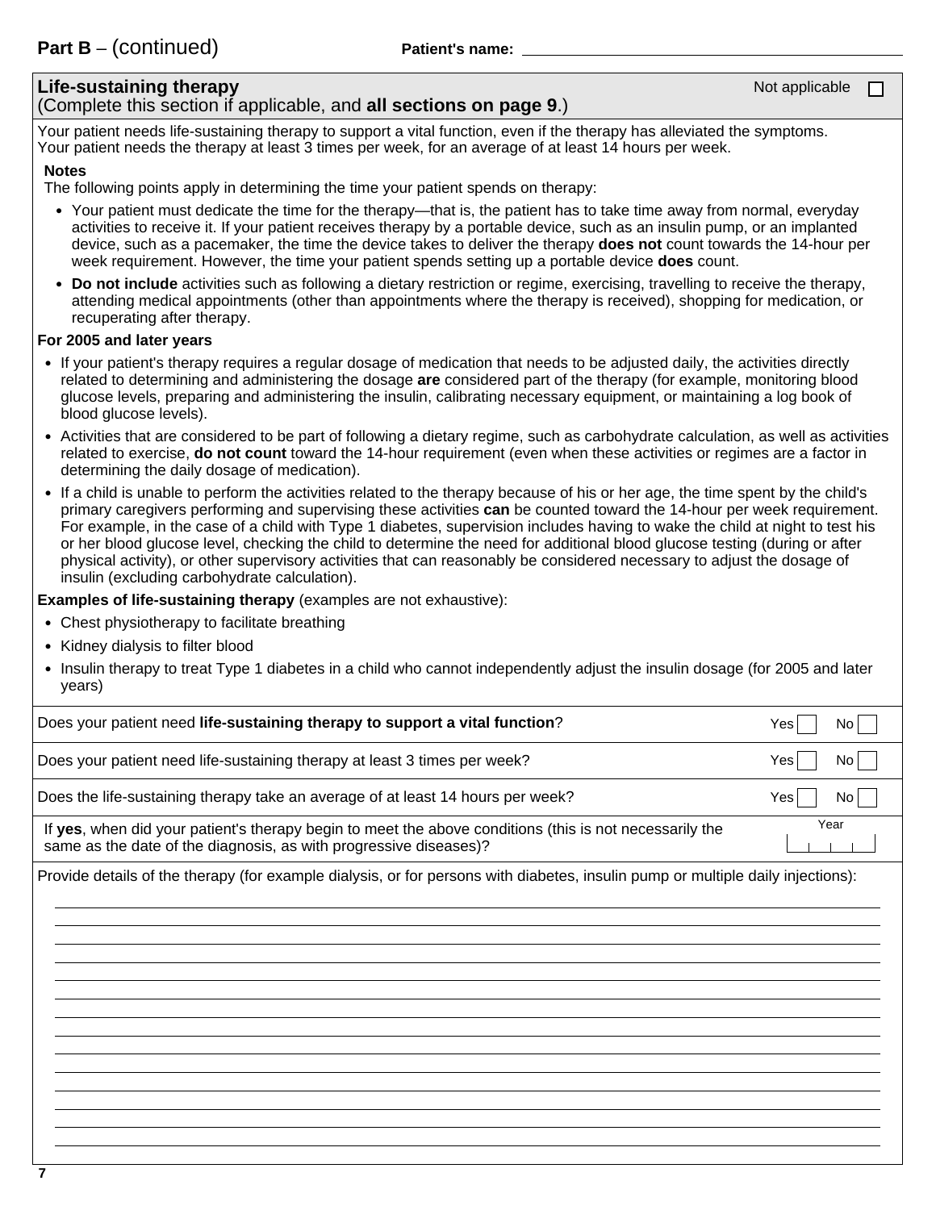**Part B** – (continued) **Patient's name:** ______________________

## Life-sustaining therapy

(Complete this section if applicable, and **all sections on page 9**.)

Not applicable ☐

Your patient needs life-sustaining therapy to support a vital function, even if the therapy has alleviated the symptoms. Your patient needs the therapy at least 3 times per week, for an average of at least 14 hours per week.

**Notes**

The following points apply in determining the time your patient spends on therapy:

- Your patient must dedicate the time for the therapy—that is, the patient has to take time away from normal, everyday activities to receive it. If your patient receives therapy by a portable device, such as an insulin pump, or an implanted device, such as a pacemaker, the time the device takes to deliver the therapy **does not** count towards the 14-hour per week requirement. However, the time your patient spends setting up a portable device **does** count.
- **Do not include** activities such as following a dietary restriction or regime, exercising, travelling to receive the therapy, attending medical appointments (other than appointments where the therapy is received), shopping for medication, or recuperating after therapy.

**For 2005 and later years**

- If your patient's therapy requires a regular dosage of medication that needs to be adjusted daily, the activities directly related to determining and administering the dosage **are** considered part of the therapy (for example, monitoring blood glucose levels, preparing and administering the insulin, calibrating necessary equipment, or maintaining a log book of blood glucose levels).
- Activities that are considered to be part of following a dietary regime, such as carbohydrate calculation, as well as activities related to exercise, **do not count** toward the 14-hour requirement (even when these activities or regimes are a factor in determining the daily dosage of medication).
- If a child is unable to perform the activities related to the therapy because of his or her age, the time spent by the child's primary caregivers performing and supervising these activities **can** be counted toward the 14-hour per week requirement. For example, in the case of a child with Type 1 diabetes, supervision includes having to wake the child at night to test his or her blood glucose level, checking the child to determine the need for additional blood glucose testing (during or after physical activity), or other supervisory activities that can reasonably be considered necessary to adjust the dosage of insulin (excluding carbohydrate calculation).

**Examples of life-sustaining therapy** (examples are not exhaustive):

- Chest physiotherapy to facilitate breathing
- Kidney dialysis to filter blood
- Insulin therapy to treat Type 1 diabetes in a child who cannot independently adjust the insulin dosage (for 2005 and later years)

| Question | Answer |
|---|---|
| Does your patient need **life-sustaining therapy to support a vital function**? | Yes ☐ No ☐ |
| Does your patient need life-sustaining therapy at least 3 times per week? | Yes ☐ No ☐ |
| Does the life-sustaining therapy take an average of at least 14 hours per week? | Yes ☐ No ☐ |
| If **yes**, when did your patient's therapy begin to meet the above conditions (this is not necessarily the same as the date of the diagnosis, as with progressive diseases)? | Year: ____ |

Provide details of the therapy (for example dialysis, or for persons with diabetes, insulin pump or multiple daily injections):

______________________________________________________________________

______________________________________________________________________

______________________________________________________________________

______________________________________________________________________

______________________________________________________________________

______________________________________________________________________

______________________________________________________________________

______________________________________________________________________

______________________________________________________________________

______________________________________________________________________

______________________________________________________________________

______________________________________________________________________

______________________________________________________________________

______________________________________________________________________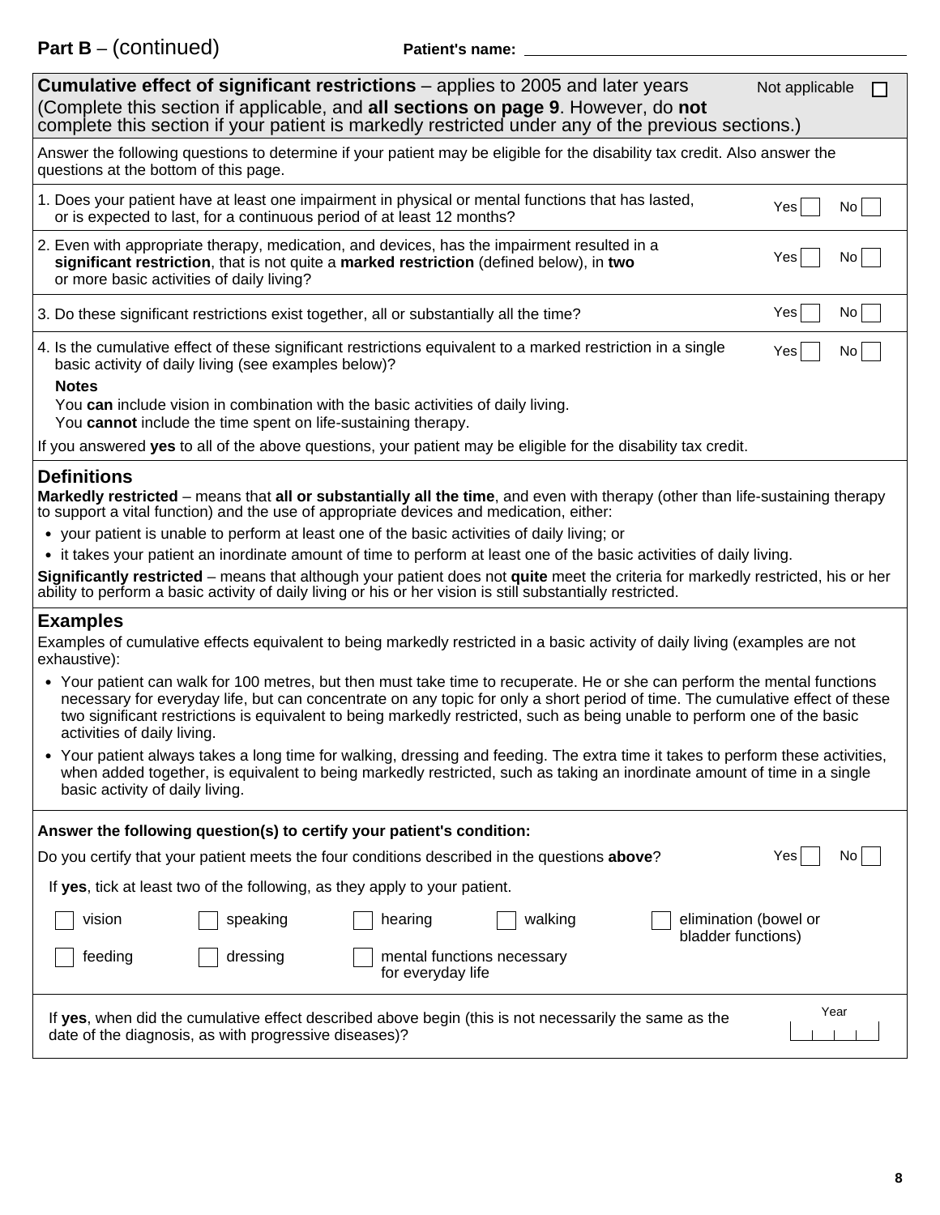**Part B** – (continued) **Patient's name:** ______________________

## Cumulative effect of significant restrictions – applies to 2005 and later years

Not applicable ☐

(Complete this section if applicable, and **all sections on page 9**. However, do **not** complete this section if your patient is markedly restricted under any of the previous sections.)

Answer the following questions to determine if your patient may be eligible for the disability tax credit. Also answer the questions at the bottom of this page.

1. Does your patient have at least one impairment in physical or mental functions that has lasted, or is expected to last, for a continuous period of at least 12 months? Yes ☐ No ☐

2. Even with appropriate therapy, medication, and devices, has the impairment resulted in a **significant restriction**, that is not quite a **marked restriction** (defined below), in **two** or more basic activities of daily living? Yes ☐ No ☐

3. Do these significant restrictions exist together, all or substantially all the time? Yes ☐ No ☐

4. Is the cumulative effect of these significant restrictions equivalent to a marked restriction in a single basic activity of daily living (see examples below)? Yes ☐ No ☐

   **Notes**

   You **can** include vision in combination with the basic activities of daily living.
   You **cannot** include the time spent on life-sustaining therapy.

If you answered **yes** to all of the above questions, your patient may be eligible for the disability tax credit.

## Definitions

**Markedly restricted** – means that **all or substantially all the time**, and even with therapy (other than life-sustaining therapy to support a vital function) and the use of appropriate devices and medication, either:

- your patient is unable to perform at least one of the basic activities of daily living; or
- it takes your patient an inordinate amount of time to perform at least one of the basic activities of daily living.

**Significantly restricted** – means that although your patient does not **quite** meet the criteria for markedly restricted, his or her ability to perform a basic activity of daily living or his or her vision is still substantially restricted.

## Examples

Examples of cumulative effects equivalent to being markedly restricted in a basic activity of daily living (examples are not exhaustive):

- Your patient can walk for 100 metres, but then must take time to recuperate. He or she can perform the mental functions necessary for everyday life, but can concentrate on any topic for only a short period of time. The cumulative effect of these two significant restrictions is equivalent to being markedly restricted, such as being unable to perform one of the basic activities of daily living.
- Your patient always takes a long time for walking, dressing and feeding. The extra time it takes to perform these activities, when added together, is equivalent to being markedly restricted, such as taking an inordinate amount of time in a single basic activity of daily living.

**Answer the following question(s) to certify your patient's condition:**

Do you certify that your patient meets the four conditions described in the questions **above**? Yes ☐ No ☐

If **yes**, tick at least two of the following, as they apply to your patient.

☐ vision ☐ speaking ☐ hearing ☐ walking ☐ elimination (bowel or bladder functions)

☐ feeding ☐ dressing ☐ mental functions necessary for everyday life

If **yes**, when did the cumulative effect described above begin (this is not necessarily the same as the date of the diagnosis, as with progressive diseases)? Year: ____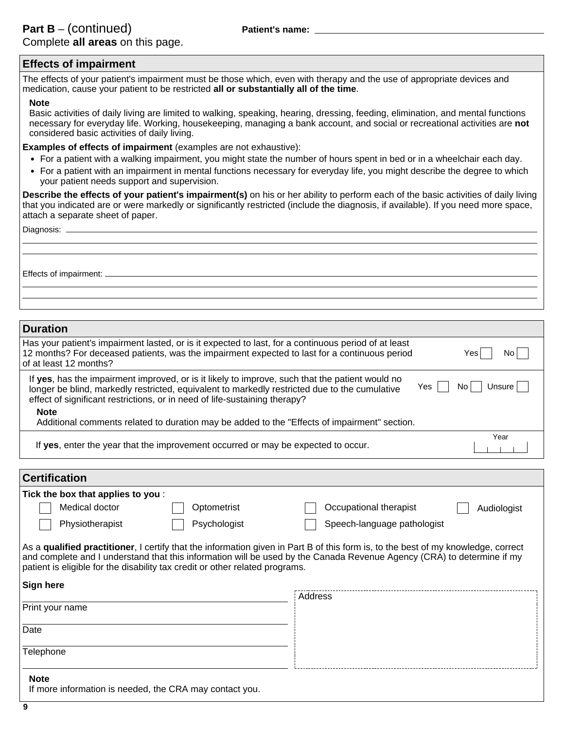**Part B** – (continued)

Complete **all areas** on this page.

**Patient's name:** \_\_\_\_\_\_\_\_\_\_\_\_\_\_\_\_\_\_\_\_\_\_\_\_\_\_\_\_\_\_\_\_\_\_\_\_\_\_\_\_

## Effects of impairment

The effects of your patient's impairment must be those which, even with therapy and the use of appropriate devices and medication, cause your patient to be restricted **all or substantially all of the time**.

**Note**

Basic activities of daily living are limited to walking, speaking, hearing, dressing, feeding, elimination, and mental functions necessary for everyday life. Working, housekeeping, managing a bank account, and social or recreational activities are **not** considered basic activities of daily living.

**Examples of effects of impairment** (examples are not exhaustive):

- For a patient with a walking impairment, you might state the number of hours spent in bed or in a wheelchair each day.
- For a patient with an impairment in mental functions necessary for everyday life, you might describe the degree to which your patient needs support and supervision.

**Describe the effects of your patient's impairment(s)** on his or her ability to perform each of the basic activities of daily living that you indicated are or were markedly or significantly restricted (include the diagnosis, if available). If you need more space, attach a separate sheet of paper.

Diagnosis: \_\_\_\_\_\_\_\_\_\_\_\_\_\_\_\_\_\_\_\_\_\_\_\_\_\_\_\_\_\_\_\_\_\_\_\_\_\_\_\_

Effects of impairment: \_\_\_\_\_\_\_\_\_\_\_\_\_\_\_\_\_\_\_\_\_\_\_\_\_\_\_\_\_\_\_\_\_\_\_\_\_\_\_\_

## Duration

Has your patient's impairment lasted, or is it expected to last, for a continuous period of at least 12 months? For deceased patients, was the impairment expected to last for a continuous period of at least 12 months? ☐ Yes ☐ No

If **yes**, has the impairment improved, or is it likely to improve, such that the patient would no longer be blind, markedly restricted, equivalent to markedly restricted due to the cumulative effect of significant restrictions, or in need of life-sustaining therapy? ☐ Yes ☐ No ☐ Unsure

**Note**

Additional comments related to duration may be added to the "Effects of impairment" section.

If **yes**, enter the year that the improvement occurred or may be expected to occur. Year: \_\_\_\_

## Certification

**Tick the box that applies to you** :

☐ Medical doctor ☐ Optometrist ☐ Occupational therapist ☐ Audiologist

☐ Physiotherapist ☐ Psychologist ☐ Speech-language pathologist

As a **qualified practitioner**, I certify that the information given in Part B of this form is, to the best of my knowledge, correct and complete and I understand that this information will be used by the Canada Revenue Agency (CRA) to determine if my patient is eligible for the disability tax credit or other related programs.

**Sign here**

Print your name \_\_\_\_\_\_\_\_\_\_\_\_\_\_\_\_\_\_\_\_

Date \_\_\_\_\_\_\_\_\_\_\_\_\_\_\_\_\_\_\_\_

Telephone \_\_\_\_\_\_\_\_\_\_\_\_\_\_\_\_\_\_\_\_

Address

**Note**

If more information is needed, the CRA may contact you.